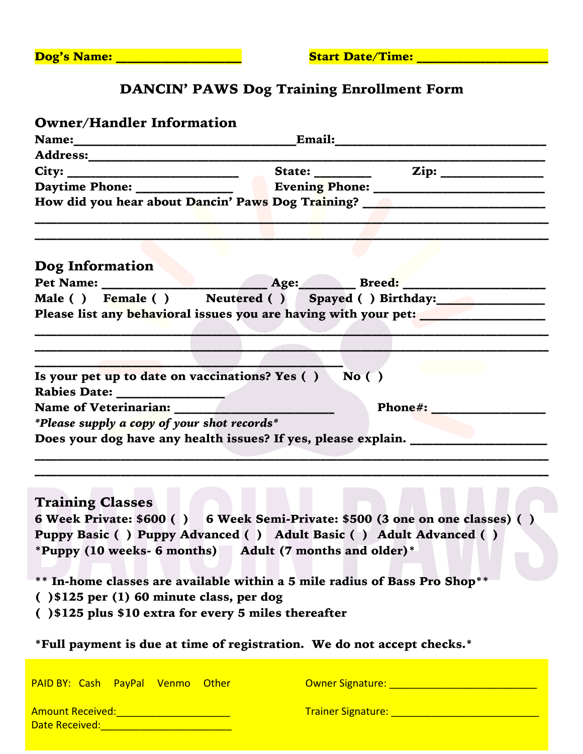**Dog's Name: ___________________** **Start Date/Time: ___________________**

# DANCIN' PAWS Dog Training Enrollment Form

## Owner/Handler Information

**Name:________________________________Email:______________________________**

**Address:_____________________________________________________________________**

**City: _________________________ State: ________ Zip: _______________**

**Daytime Phone: ______________ Evening Phone: _________________________**

**How did you hear about Dancin' Paws Dog Training? ___________________________**

_____________________________________________________________________________

_____________________________________________________________________________

## Dog Information

**Pet Name: _______________________ Age:________ Breed: ____________________**

**Male ( ) Female ( ) Neutered ( ) Spayed ( ) Birthday:________________**

**Please list any behavioral issues you are having with your pet: __________________**

_____________________________________________________________________________

_____________________________________________________________________________

___________________________________________

**Is your pet up to date on vaccinations? Yes ( ) No ( )**

**Rabies Date: ________________**

**Name of Veterinarian: _______________________ Phone#: _________________**

***Please supply a copy of your shot records***

**Does your dog have any health issues? If yes, please explain. ____________________**

_____________________________________________________________________________

_____________________________________________________________________________

## Training Classes

**6 Week Private: $600 ( ) 6 Week Semi-Private: $500 (3 one on one classes) ( )**

**Puppy Basic ( ) Puppy Advanced ( ) Adult Basic ( ) Adult Advanced ( )**

***Puppy (10 weeks- 6 months) Adult (7 months and older)***

**** In-home classes are available within a 5 mile radius of Bass Pro Shop****

**( )$125 per (1) 60 minute class, per dog**

**( )$125 plus $10 extra for every 5 miles thereafter**

***Full payment is due at time of registration. We do not accept checks.***

PAID BY: Cash PayPal Venmo Other

Owner Signature: ___________________________

Amount Received:_____________________

Trainer Signature: ___________________________

Date Received:________________________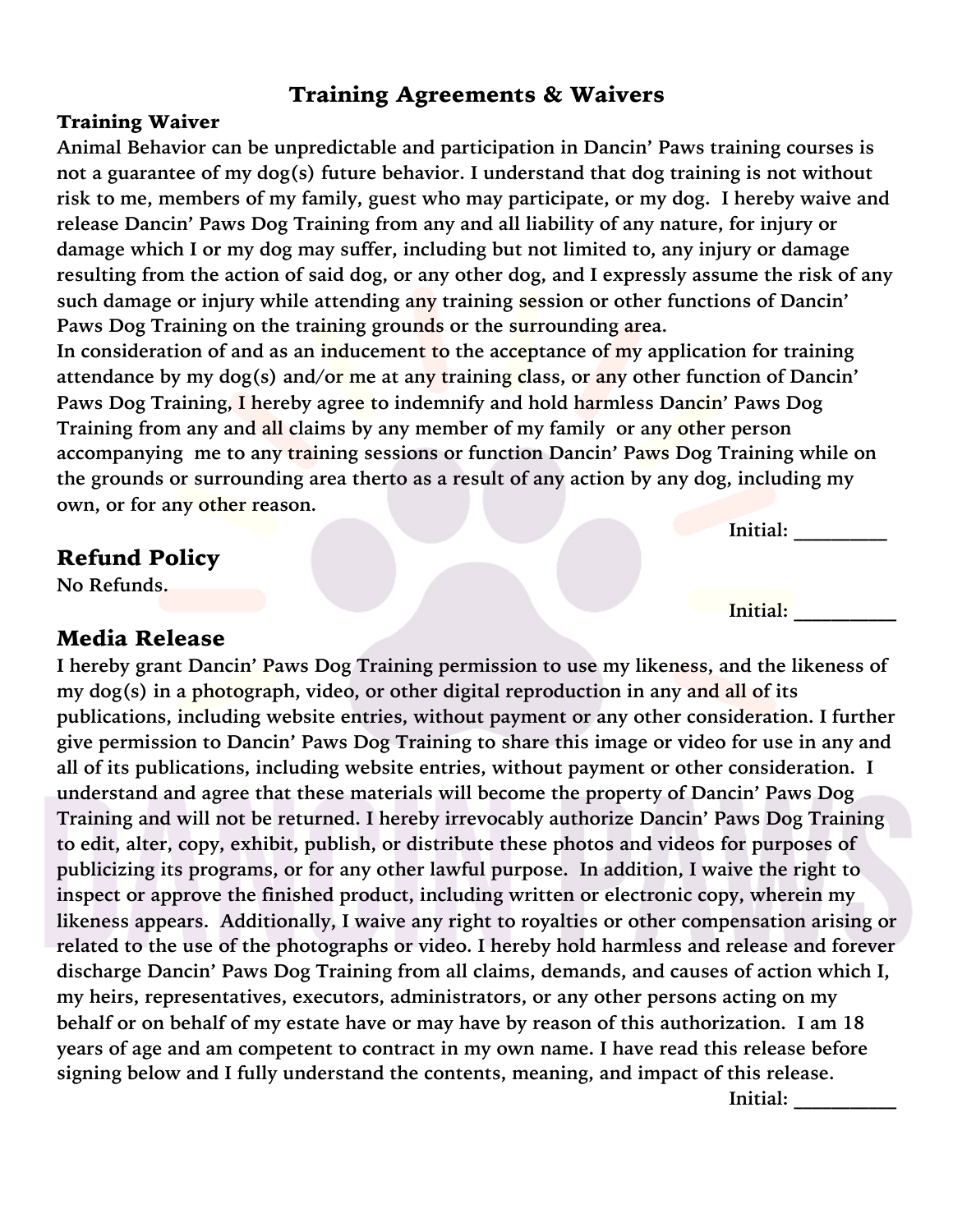# Training Agreements & Waivers

**Training Waiver**

**Animal Behavior can be unpredictable and participation in Dancin' Paws training courses is not a guarantee of my dog(s) future behavior. I understand that dog training is not without risk to me, members of my family, guest who may participate, or my dog. I hereby waive and release Dancin' Paws Dog Training from any and all liability of any nature, for injury or damage which I or my dog may suffer, including but not limited to, any injury or damage resulting from the action of said dog, or any other dog, and I expressly assume the risk of any such damage or injury while attending any training session or other functions of Dancin' Paws Dog Training on the training grounds or the surrounding area.**

**In consideration of and as an inducement to the acceptance of my application for training attendance by my dog(s) and/or me at any training class, or any other function of Dancin' Paws Dog Training, I hereby agree to indemnify and hold harmless Dancin' Paws Dog Training from any and all claims by any member of my family or any other person accompanying me to any training sessions or function Dancin' Paws Dog Training while on the grounds or surrounding area therto as a result of any action by any dog, including my own, or for any other reason.**

**Initial: _________**

## Refund Policy

**No Refunds.**

**Initial: __________**

## Media Release

**I hereby grant Dancin' Paws Dog Training permission to use my likeness, and the likeness of my dog(s) in a photograph, video, or other digital reproduction in any and all of its publications, including website entries, without payment or any other consideration. I further give permission to Dancin' Paws Dog Training to share this image or video for use in any and all of its publications, including website entries, without payment or other consideration. I understand and agree that these materials will become the property of Dancin' Paws Dog Training and will not be returned. I hereby irrevocably authorize Dancin' Paws Dog Training to edit, alter, copy, exhibit, publish, or distribute these photos and videos for purposes of publicizing its programs, or for any other lawful purpose. In addition, I waive the right to inspect or approve the finished product, including written or electronic copy, wherein my likeness appears. Additionally, I waive any right to royalties or other compensation arising or related to the use of the photographs or video. I hereby hold harmless and release and forever discharge Dancin' Paws Dog Training from all claims, demands, and causes of action which I, my heirs, representatives, executors, administrators, or any other persons acting on my behalf or on behalf of my estate have or may have by reason of this authorization. I am 18 years of age and am competent to contract in my own name. I have read this release before signing below and I fully understand the contents, meaning, and impact of this release.**

**Initial: __________**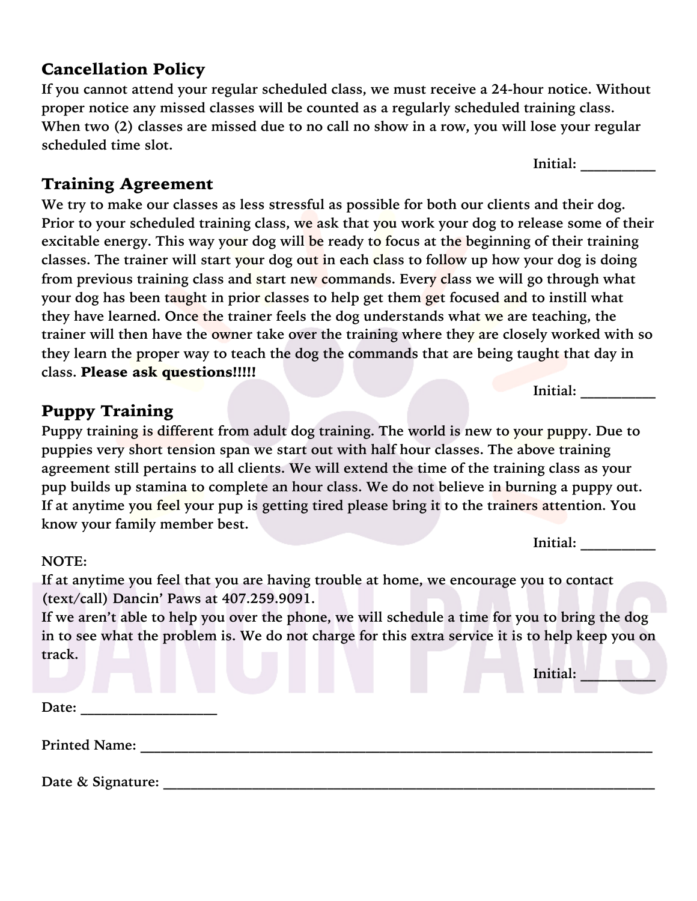## Cancellation Policy

If you cannot attend your regular scheduled class, we must receive a 24-hour notice. Without proper notice any missed classes will be counted as a regularly scheduled training class. When two (2) classes are missed due to no call no show in a row, you will lose your regular scheduled time slot.

Initial: __________

## Training Agreement

We try to make our classes as less stressful as possible for both our clients and their dog. Prior to your scheduled training class, we ask that you work your dog to release some of their excitable energy. This way your dog will be ready to focus at the beginning of their training classes. The trainer will start your dog out in each class to follow up how your dog is doing from previous training class and start new commands. Every class we will go through what your dog has been taught in prior classes to help get them get focused and to instill what they have learned. Once the trainer feels the dog understands what we are teaching, the trainer will then have the owner take over the training where they are closely worked with so they learn the proper way to teach the dog the commands that are being taught that day in class. **Please ask questions!!!!!**

Initial: __________

## Puppy Training

Puppy training is different from adult dog training. The world is new to your puppy. Due to puppies very short tension span we start out with half hour classes. The above training agreement still pertains to all clients. We will extend the time of the training class as your pup builds up stamina to complete an hour class. We do not believe in burning a puppy out. If at anytime you feel your pup is getting tired please bring it to the trainers attention. You know your family member best.

Initial: __________

NOTE:
If at anytime you feel that you are having trouble at home, we encourage you to contact (text/call) Dancin' Paws at 407.259.9091.
If we aren't able to help you over the phone, we will schedule a time for you to bring the dog in to see what the problem is. We do not charge for this extra service it is to help keep you on track.

Initial: __________

Date: __________________

Printed Name: ______________________________________________________________

Date & Signature: ___________________________________________________________